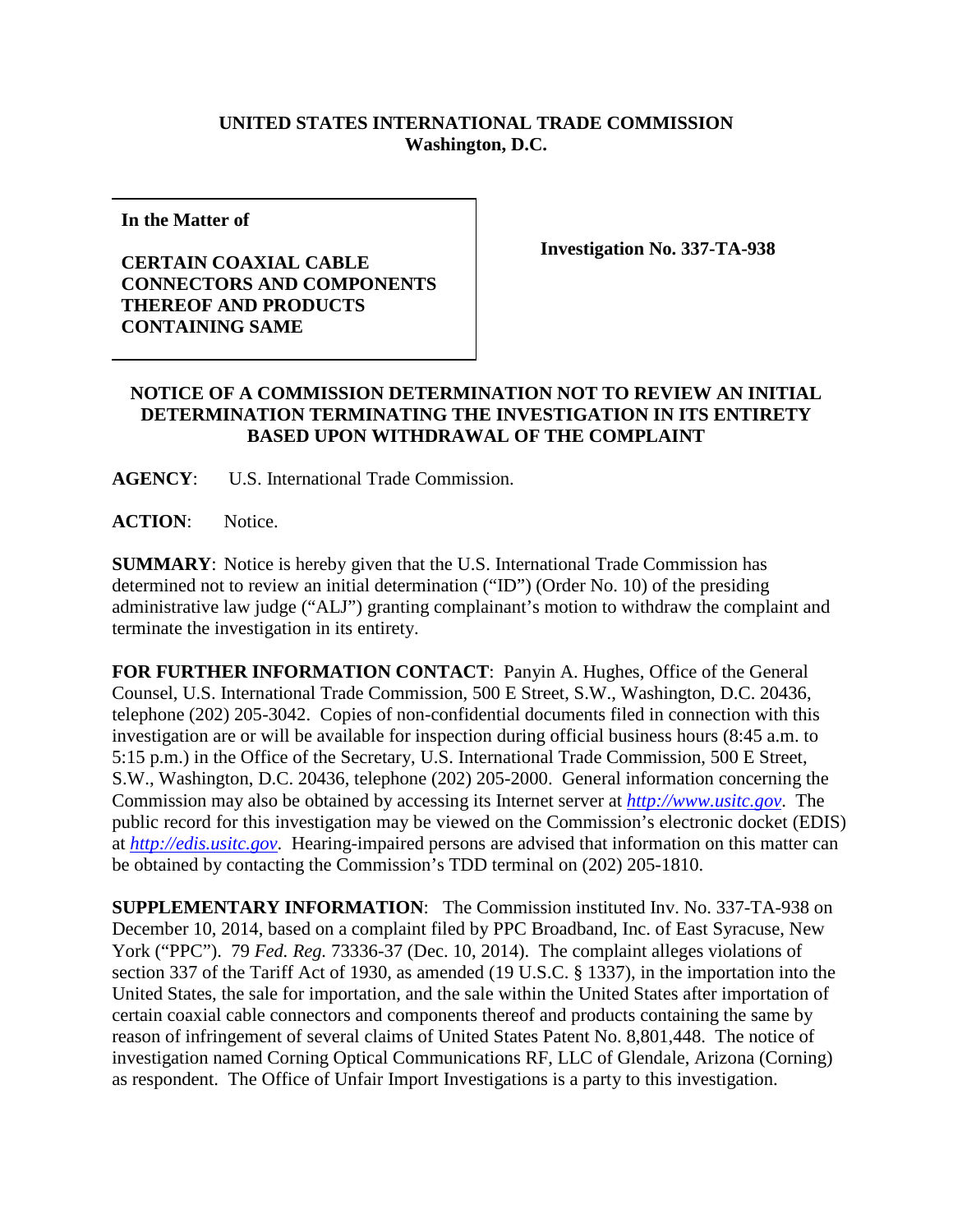**UNITED STATES INTERNATIONAL TRADE COMMISSION**
**Washington, D.C.**

**In the Matter of**

**CERTAIN COAXIAL CABLE CONNECTORS AND COMPONENTS THEREOF AND PRODUCTS CONTAINING SAME**

**Investigation No. 337-TA-938**

**NOTICE OF A COMMISSION DETERMINATION NOT TO REVIEW AN INITIAL DETERMINATION TERMINATING THE INVESTIGATION IN ITS ENTIRETY BASED UPON WITHDRAWAL OF THE COMPLAINT**

**AGENCY**: U.S. International Trade Commission.

**ACTION**: Notice.

**SUMMARY**: Notice is hereby given that the U.S. International Trade Commission has determined not to review an initial determination ("ID") (Order No. 10) of the presiding administrative law judge ("ALJ") granting complainant's motion to withdraw the complaint and terminate the investigation in its entirety.

**FOR FURTHER INFORMATION CONTACT**: Panyin A. Hughes, Office of the General Counsel, U.S. International Trade Commission, 500 E Street, S.W., Washington, D.C. 20436, telephone (202) 205-3042. Copies of non-confidential documents filed in connection with this investigation are or will be available for inspection during official business hours (8:45 a.m. to 5:15 p.m.) in the Office of the Secretary, U.S. International Trade Commission, 500 E Street, S.W., Washington, D.C. 20436, telephone (202) 205-2000. General information concerning the Commission may also be obtained by accessing its Internet server at *http://www.usitc.gov*. The public record for this investigation may be viewed on the Commission's electronic docket (EDIS) at *http://edis.usitc.gov*. Hearing-impaired persons are advised that information on this matter can be obtained by contacting the Commission's TDD terminal on (202) 205-1810.

**SUPPLEMENTARY INFORMATION**: The Commission instituted Inv. No. 337-TA-938 on December 10, 2014, based on a complaint filed by PPC Broadband, Inc. of East Syracuse, New York ("PPC"). 79 *Fed. Reg.* 73336-37 (Dec. 10, 2014). The complaint alleges violations of section 337 of the Tariff Act of 1930, as amended (19 U.S.C. § 1337), in the importation into the United States, the sale for importation, and the sale within the United States after importation of certain coaxial cable connectors and components thereof and products containing the same by reason of infringement of several claims of United States Patent No. 8,801,448. The notice of investigation named Corning Optical Communications RF, LLC of Glendale, Arizona (Corning) as respondent. The Office of Unfair Import Investigations is a party to this investigation.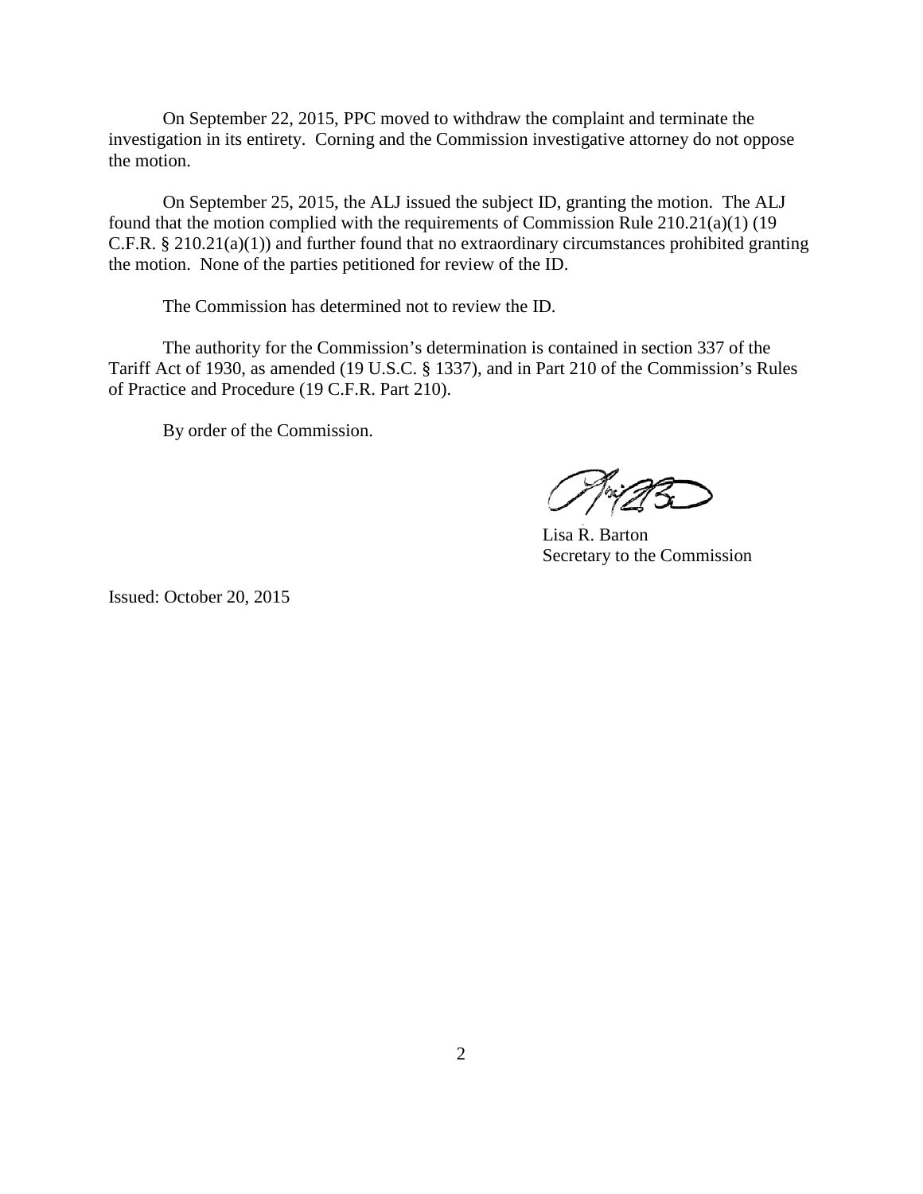On September 22, 2015, PPC moved to withdraw the complaint and terminate the investigation in its entirety. Corning and the Commission investigative attorney do not oppose the motion.

On September 25, 2015, the ALJ issued the subject ID, granting the motion. The ALJ found that the motion complied with the requirements of Commission Rule 210.21(a)(1) (19 C.F.R. § 210.21(a)(1)) and further found that no extraordinary circumstances prohibited granting the motion. None of the parties petitioned for review of the ID.

The Commission has determined not to review the ID.

The authority for the Commission's determination is contained in section 337 of the Tariff Act of 1930, as amended (19 U.S.C. § 1337), and in Part 210 of the Commission's Rules of Practice and Procedure (19 C.F.R. Part 210).

By order of the Commission.

Lisa R. Barton
Secretary to the Commission

Issued: October 20, 2015